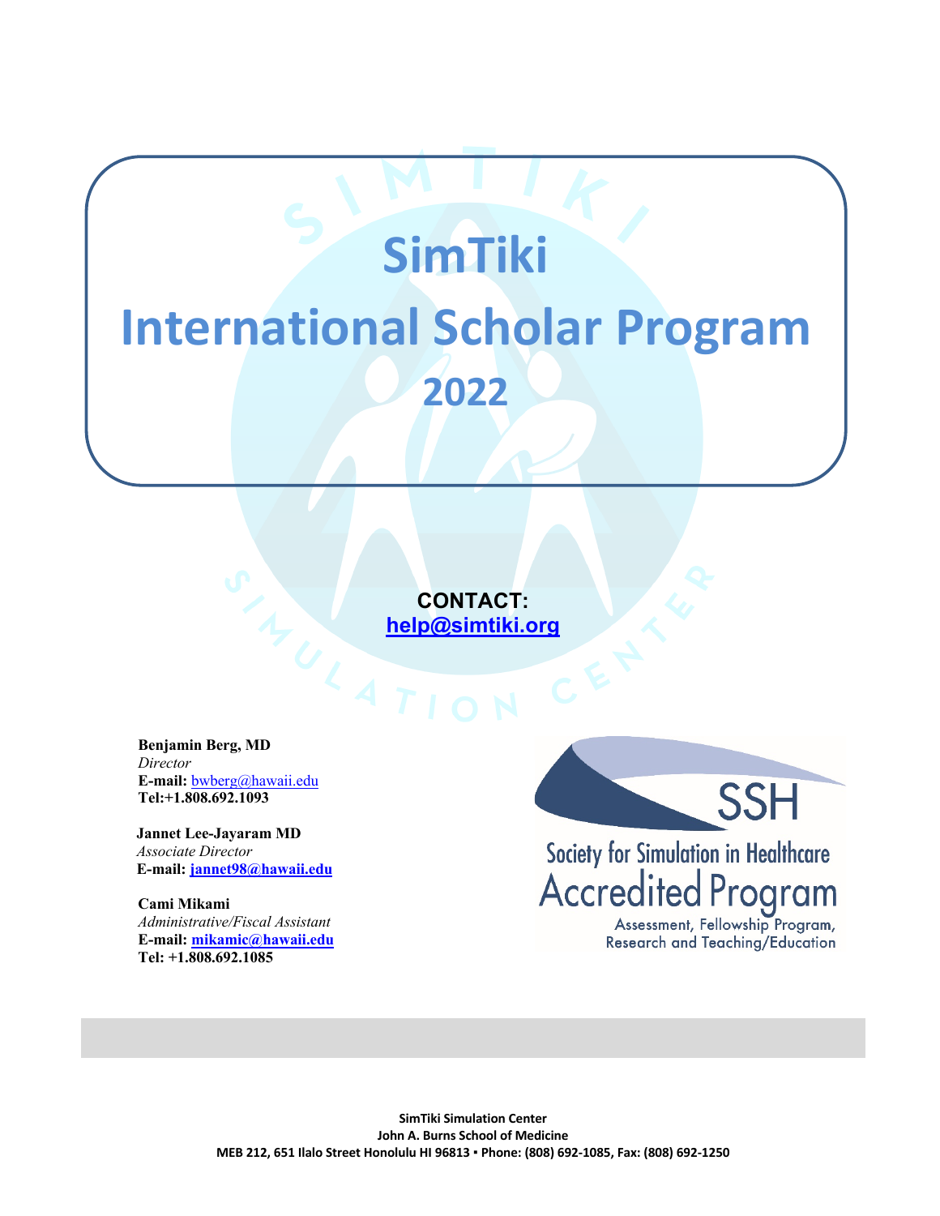# SimTiki

# International Scholar Program

## 2022

**CONTACT:**
**help@simtiki.org**

**Benjamin Berg, MD**
*Director*
**E-mail:** bwberg@hawaii.edu
**Tel:+1.808.692.1093**

**Jannet Lee-Jayaram MD**
*Associate Director*
**E-mail: jannet98@hawaii.edu**

**Cami Mikami**
*Administrative/Fiscal Assistant*
**E-mail: mikamic@hawaii.edu**
**Tel: +1.808.692.1085**

SSH
Society for Simulation in Healthcare
Accredited Program
Assessment, Fellowship Program, Research and Teaching/Education

**SimTiki Simulation Center**
**John A. Burns School of Medicine**
**MEB 212, 651 Ilalo Street Honolulu HI 96813 ▪ Phone: (808) 692-1085, Fax: (808) 692-1250**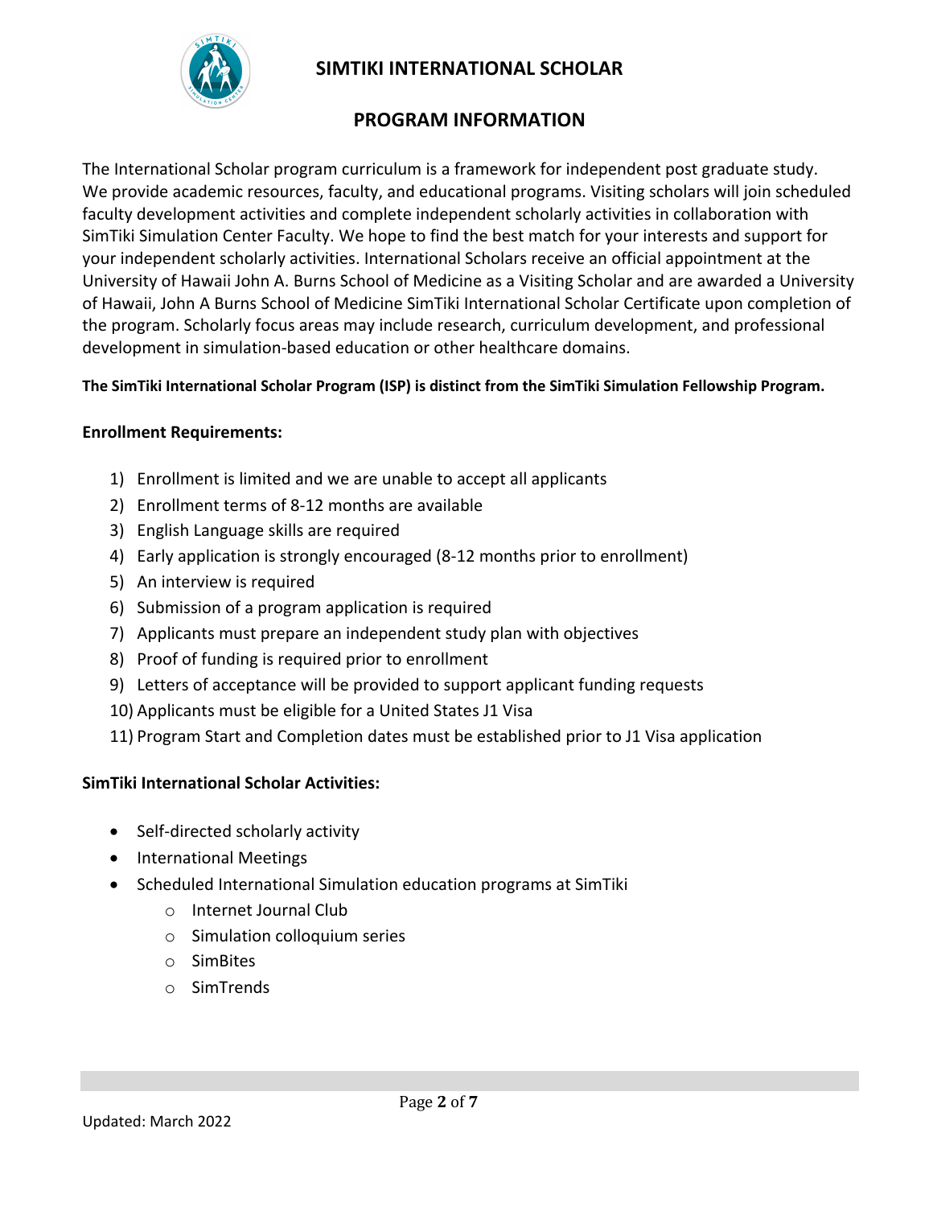# SIMTIKI INTERNATIONAL SCHOLAR

## PROGRAM INFORMATION

The International Scholar program curriculum is a framework for independent post graduate study. We provide academic resources, faculty, and educational programs. Visiting scholars will join scheduled faculty development activities and complete independent scholarly activities in collaboration with SimTiki Simulation Center Faculty. We hope to find the best match for your interests and support for your independent scholarly activities. International Scholars receive an official appointment at the University of Hawaii John A. Burns School of Medicine as a Visiting Scholar and are awarded a University of Hawaii, John A Burns School of Medicine SimTiki International Scholar Certificate upon completion of the program. Scholarly focus areas may include research, curriculum development, and professional development in simulation-based education or other healthcare domains.

**The SimTiki International Scholar Program (ISP) is distinct from the SimTiki Simulation Fellowship Program.**

**Enrollment Requirements:**

1) Enrollment is limited and we are unable to accept all applicants
2) Enrollment terms of 8-12 months are available
3) English Language skills are required
4) Early application is strongly encouraged (8-12 months prior to enrollment)
5) An interview is required
6) Submission of a program application is required
7) Applicants must prepare an independent study plan with objectives
8) Proof of funding is required prior to enrollment
9) Letters of acceptance will be provided to support applicant funding requests
10) Applicants must be eligible for a United States J1 Visa
11) Program Start and Completion dates must be established prior to J1 Visa application

**SimTiki International Scholar Activities:**

- Self-directed scholarly activity
- International Meetings
- Scheduled International Simulation education programs at SimTiki
  - Internet Journal Club
  - Simulation colloquium series
  - SimBites
  - SimTrends

Updated: March 2022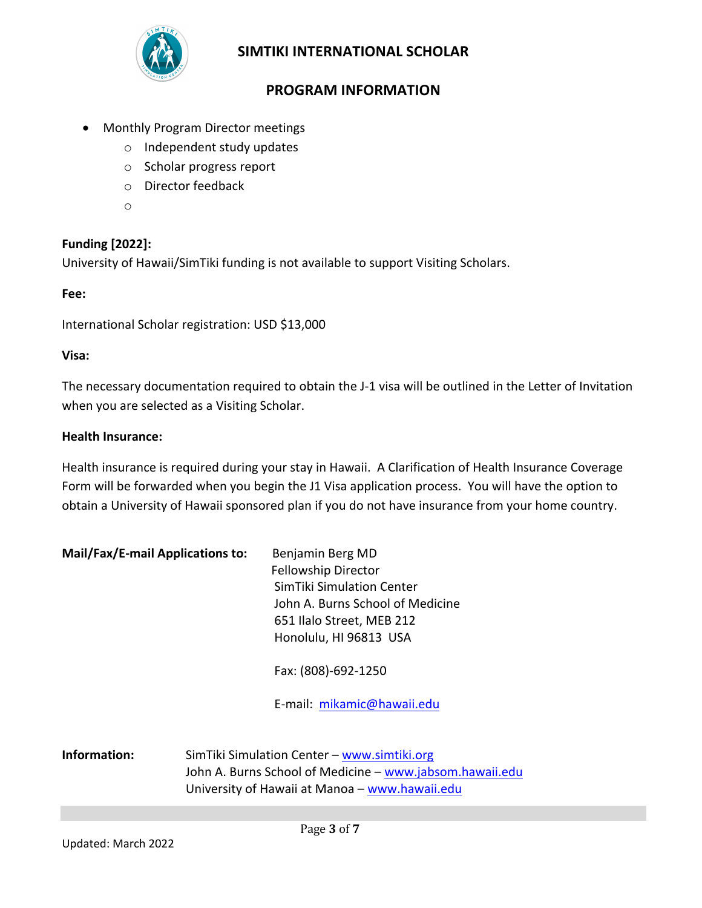- Monthly Program Director meetings
    - Independent study updates
    - Scholar progress report
    - Director feedback

**Funding [2022]:**

University of Hawaii/SimTiki funding is not available to support Visiting Scholars.

**Fee:**

International Scholar registration: USD $13,000

**Visa:**

The necessary documentation required to obtain the J-1 visa will be outlined in the Letter of Invitation when you are selected as a Visiting Scholar.

**Health Insurance:**

Health insurance is required during your stay in Hawaii. A Clarification of Health Insurance Coverage Form will be forwarded when you begin the J1 Visa application process. You will have the option to obtain a University of Hawaii sponsored plan if you do not have insurance from your home country.

**Mail/Fax/E-mail Applications to:**

Benjamin Berg MD
Fellowship Director
SimTiki Simulation Center
John A. Burns School of Medicine
651 Ilalo Street, MEB 212
Honolulu, HI 96813 USA

Fax: (808)-692-1250

E-mail: mikamic@hawaii.edu

**Information:**

SimTiki Simulation Center – www.simtiki.org
John A. Burns School of Medicine – www.jabsom.hawaii.edu
University of Hawaii at Manoa – www.hawaii.edu

Updated: March 2022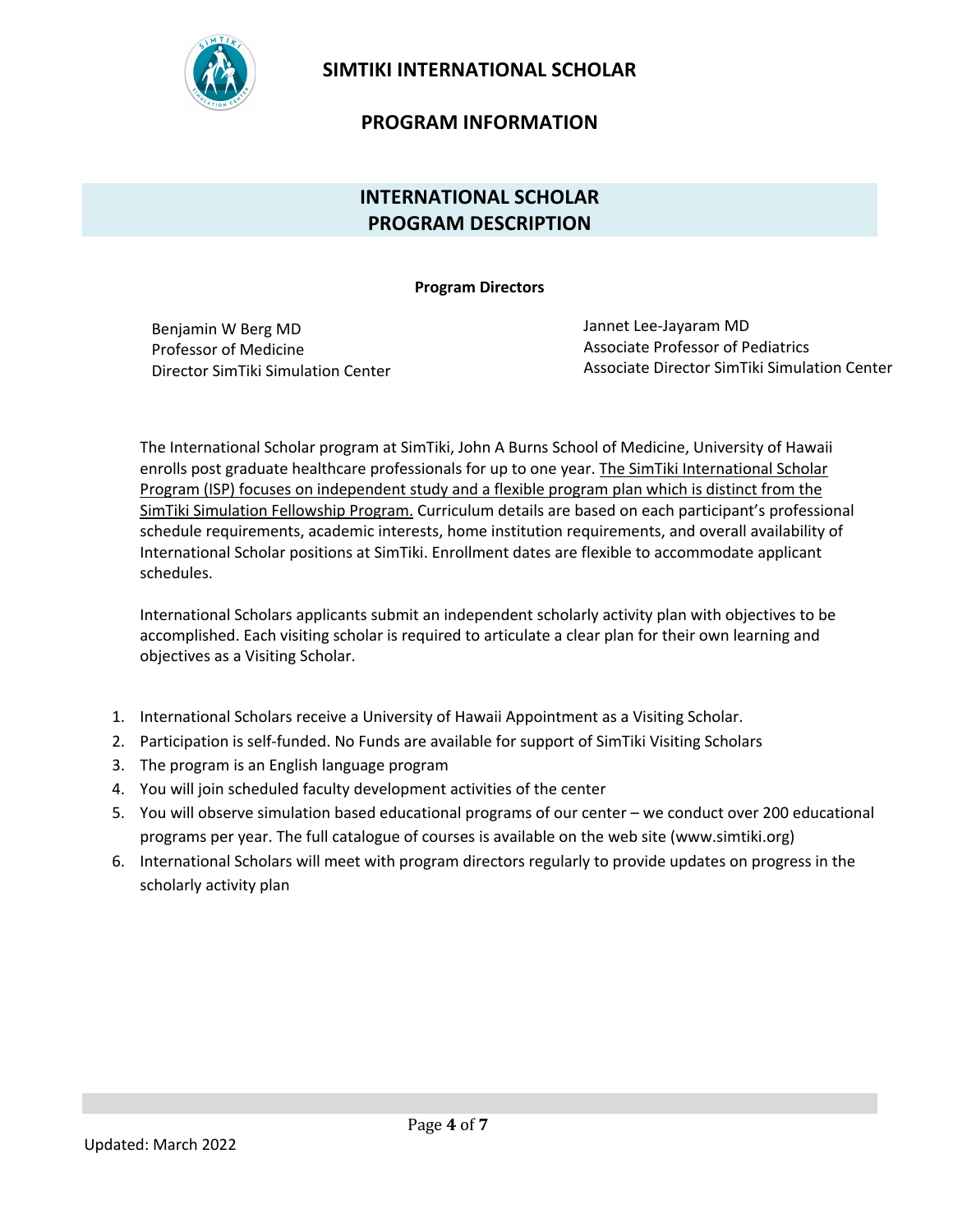# SIMTIKI INTERNATIONAL SCHOLAR

## PROGRAM INFORMATION

## INTERNATIONAL SCHOLAR PROGRAM DESCRIPTION

**Program Directors**

Benjamin W Berg MD
Professor of Medicine
Director SimTiki Simulation Center

Jannet Lee-Jayaram MD
Associate Professor of Pediatrics
Associate Director SimTiki Simulation Center

The International Scholar program at SimTiki, John A Burns School of Medicine, University of Hawaii enrolls post graduate healthcare professionals for up to one year. The SimTiki International Scholar Program (ISP) focuses on independent study and a flexible program plan which is distinct from the SimTiki Simulation Fellowship Program. Curriculum details are based on each participant's professional schedule requirements, academic interests, home institution requirements, and overall availability of International Scholar positions at SimTiki. Enrollment dates are flexible to accommodate applicant schedules.

International Scholars applicants submit an independent scholarly activity plan with objectives to be accomplished. Each visiting scholar is required to articulate a clear plan for their own learning and objectives as a Visiting Scholar.

1. International Scholars receive a University of Hawaii Appointment as a Visiting Scholar.
2. Participation is self-funded. No Funds are available for support of SimTiki Visiting Scholars
3. The program is an English language program
4. You will join scheduled faculty development activities of the center
5. You will observe simulation based educational programs of our center – we conduct over 200 educational programs per year. The full catalogue of courses is available on the web site (www.simtiki.org)
6. International Scholars will meet with program directors regularly to provide updates on progress in the scholarly activity plan

Updated: March 2022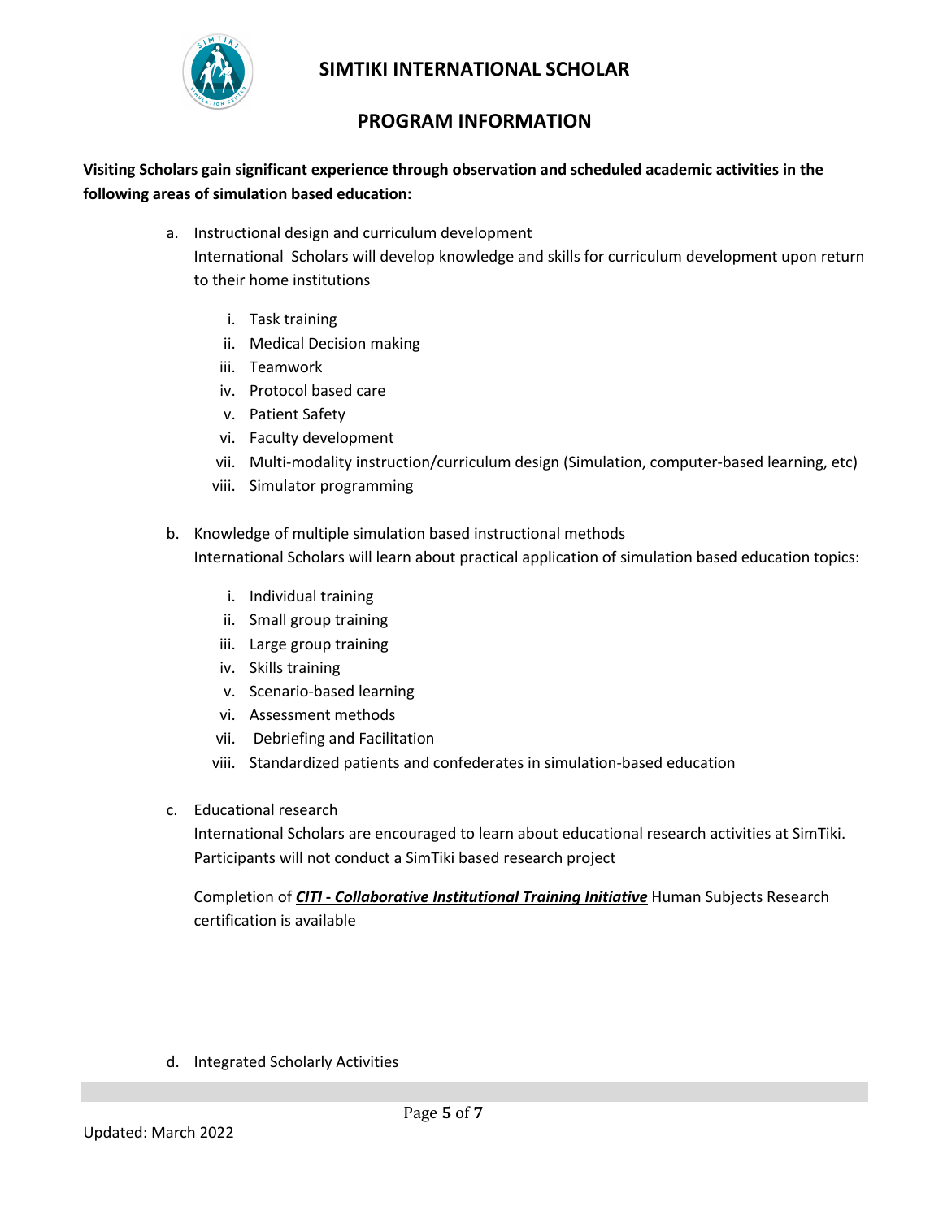# SIMTIKI INTERNATIONAL SCHOLAR

## PROGRAM INFORMATION

**Visiting Scholars gain significant experience through observation and scheduled academic activities in the following areas of simulation based education:**

a. Instructional design and curriculum development
   International Scholars will develop knowledge and skills for curriculum development upon return to their home institutions

   i. Task training
   ii. Medical Decision making
   iii. Teamwork
   iv. Protocol based care
   v. Patient Safety
   vi. Faculty development
   vii. Multi-modality instruction/curriculum design (Simulation, computer-based learning, etc)
   viii. Simulator programming

b. Knowledge of multiple simulation based instructional methods
   International Scholars will learn about practical application of simulation based education topics:

   i. Individual training
   ii. Small group training
   iii. Large group training
   iv. Skills training
   v. Scenario-based learning
   vi. Assessment methods
   vii. Debriefing and Facilitation
   viii. Standardized patients and confederates in simulation-based education

c. Educational research
   International Scholars are encouraged to learn about educational research activities at SimTiki. Participants will not conduct a SimTiki based research project

   Completion of ***CITI - Collaborative Institutional Training Initiative*** Human Subjects Research certification is available

d. Integrated Scholarly Activities

Updated: March 2022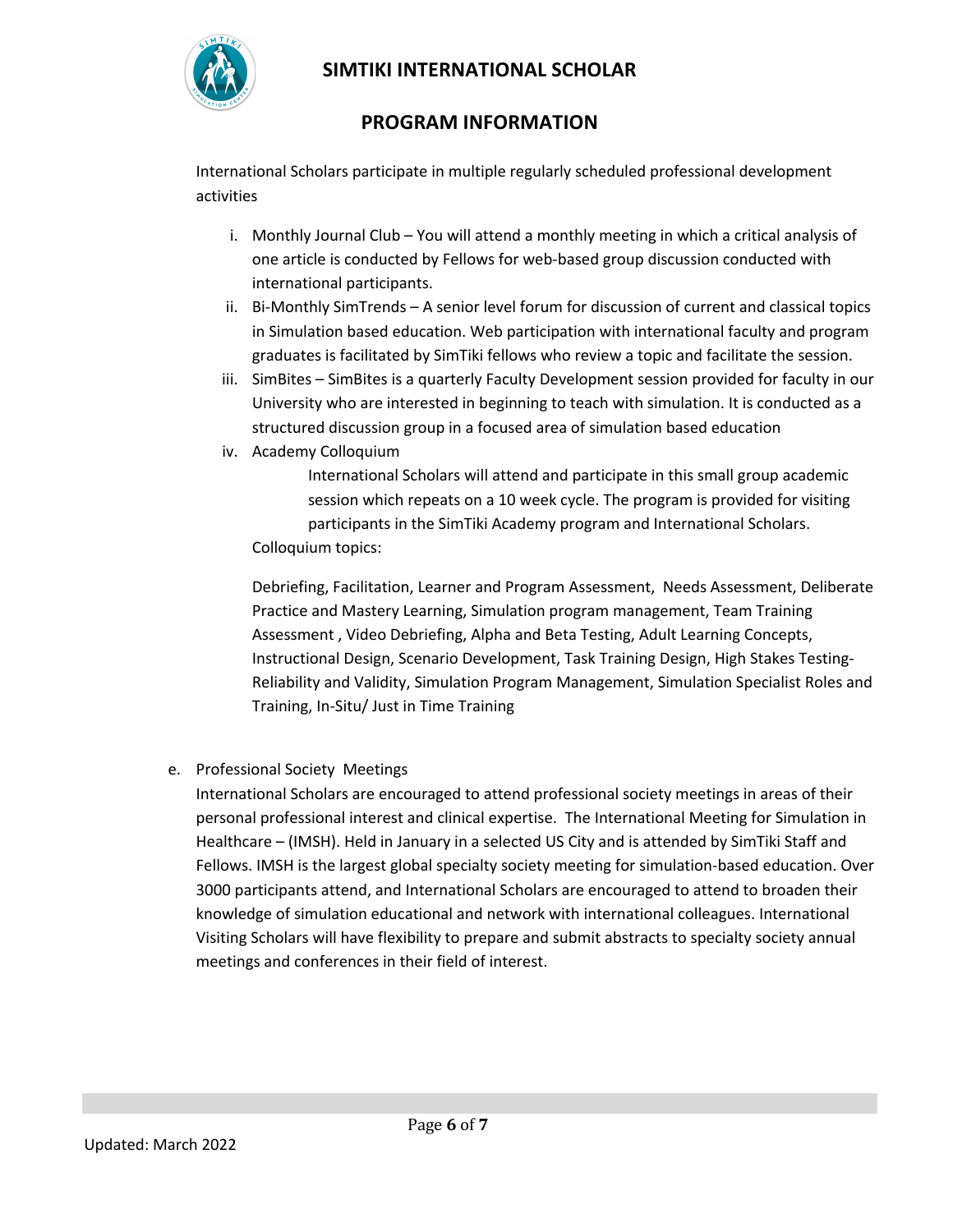International Scholars participate in multiple regularly scheduled professional development activities

i. Monthly Journal Club – You will attend a monthly meeting in which a critical analysis of one article is conducted by Fellows for web-based group discussion conducted with international participants.
ii. Bi-Monthly SimTrends – A senior level forum for discussion of current and classical topics in Simulation based education. Web participation with international faculty and program graduates is facilitated by SimTiki fellows who review a topic and facilitate the session.
iii. SimBites – SimBites is a quarterly Faculty Development session provided for faculty in our University who are interested in beginning to teach with simulation. It is conducted as a structured discussion group in a focused area of simulation based education
iv. Academy Colloquium

    International Scholars will attend and participate in this small group academic session which repeats on a 10 week cycle. The program is provided for visiting participants in the SimTiki Academy program and International Scholars.

    Colloquium topics:

    Debriefing, Facilitation, Learner and Program Assessment, Needs Assessment, Deliberate Practice and Mastery Learning, Simulation program management, Team Training Assessment , Video Debriefing, Alpha and Beta Testing, Adult Learning Concepts, Instructional Design, Scenario Development, Task Training Design, High Stakes Testing-Reliability and Validity, Simulation Program Management, Simulation Specialist Roles and Training, In-Situ/ Just in Time Training

e. Professional Society Meetings

International Scholars are encouraged to attend professional society meetings in areas of their personal professional interest and clinical expertise. The International Meeting for Simulation in Healthcare – (IMSH). Held in January in a selected US City and is attended by SimTiki Staff and Fellows. IMSH is the largest global specialty society meeting for simulation-based education. Over 3000 participants attend, and International Scholars are encouraged to attend to broaden their knowledge of simulation educational and network with international colleagues. International Visiting Scholars will have flexibility to prepare and submit abstracts to specialty society annual meetings and conferences in their field of interest.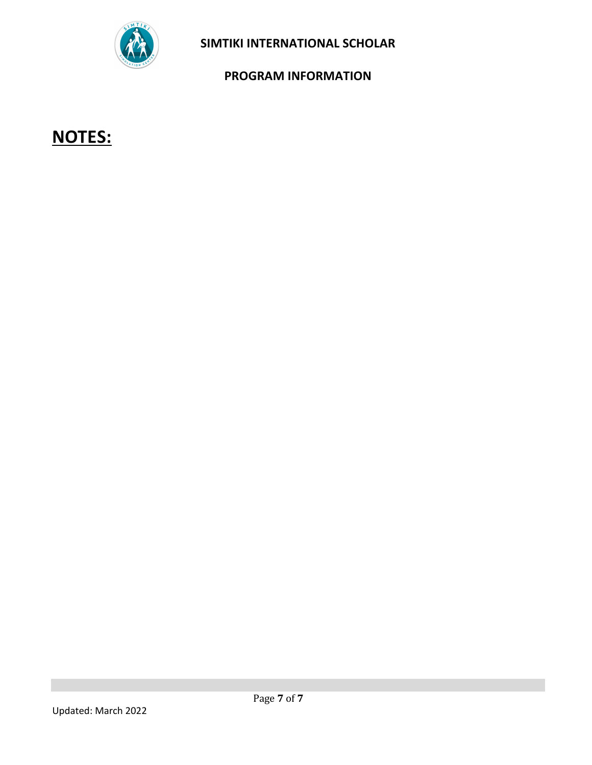# NOTES: